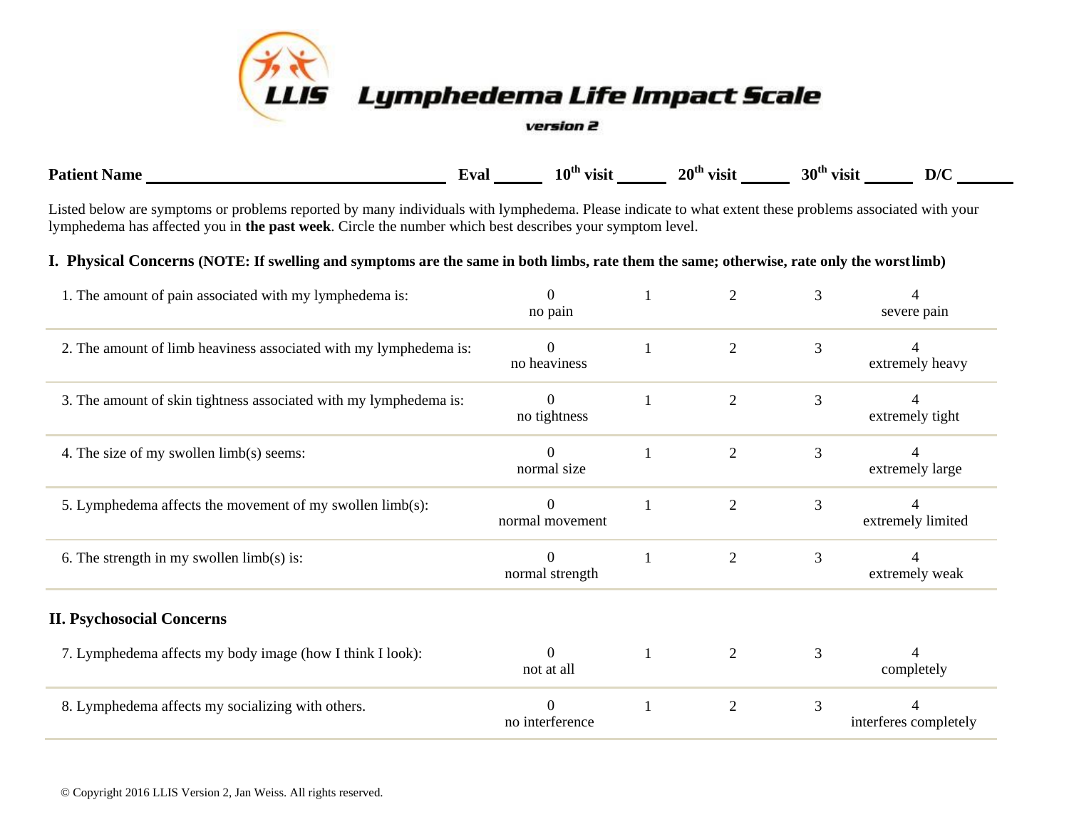# LLIS Lymphedema Life Impact Scale

*version 2*

**Patient Name** ____________________ **Eval** ______ **10th visit** ______ **20th visit** ______ **30th visit** ______ **D/C** ______

Listed below are symptoms or problems reported by many individuals with lymphedema. Please indicate to what extent these problems associated with your lymphedema has affected you in **the past week**. Circle the number which best describes your symptom level.

## I. Physical Concerns (NOTE: If swelling and symptoms are the same in both limbs, rate them the same; otherwise, rate only the worst limb)

| | | | | | |
|---|---|---|---|---|---|
| 1. The amount of pain associated with my lymphedema is: | 0 no pain | 1 | 2 | 3 | 4 severe pain |
| 2. The amount of limb heaviness associated with my lymphedema is: | 0 no heaviness | 1 | 2 | 3 | 4 extremely heavy |
| 3. The amount of skin tightness associated with my lymphedema is: | 0 no tightness | 1 | 2 | 3 | 4 extremely tight |
| 4. The size of my swollen limb(s) seems: | 0 normal size | 1 | 2 | 3 | 4 extremely large |
| 5. Lymphedema affects the movement of my swollen limb(s): | 0 normal movement | 1 | 2 | 3 | 4 extremely limited |
| 6. The strength in my swollen limb(s) is: | 0 normal strength | 1 | 2 | 3 | 4 extremely weak |

## II. Psychosocial Concerns

| | | | | | |
|---|---|---|---|---|---|
| 7. Lymphedema affects my body image (how I think I look): | 0 not at all | 1 | 2 | 3 | 4 completely |
| 8. Lymphedema affects my socializing with others. | 0 no interference | 1 | 2 | 3 | 4 interferes completely |

© Copyright 2016 LLIS Version 2, Jan Weiss. All rights reserved.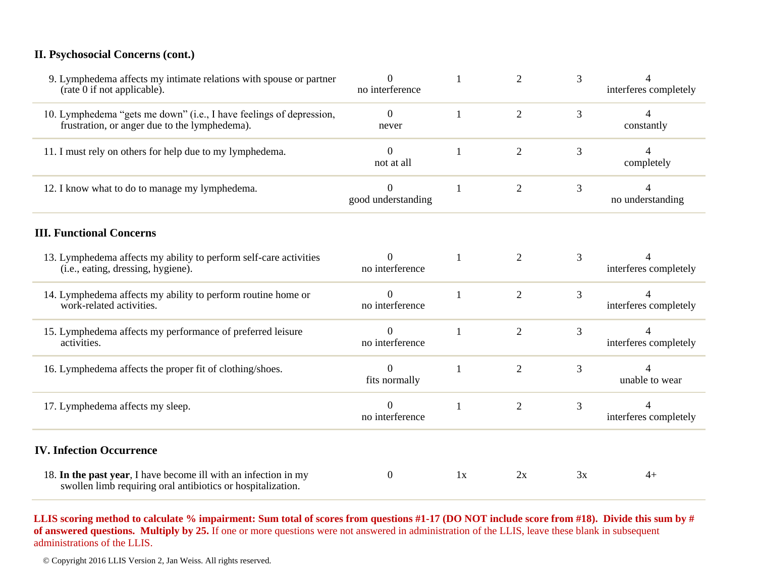## II. Psychosocial Concerns (cont.)

| | | | | | |
|---|---|---|---|---|---|
| 9. Lymphedema affects my intimate relations with spouse or partner (rate 0 if not applicable). | 0<br>no interference | 1 | 2 | 3 | 4<br>interferes completely |
| 10. Lymphedema "gets me down" (i.e., I have feelings of depression, frustration, or anger due to the lymphedema). | 0<br>never | 1 | 2 | 3 | 4<br>constantly |
| 11. I must rely on others for help due to my lymphedema. | 0<br>not at all | 1 | 2 | 3 | 4<br>completely |
| 12. I know what to do to manage my lymphedema. | 0<br>good understanding | 1 | 2 | 3 | 4<br>no understanding |

## III. Functional Concerns

| | | | | | |
|---|---|---|---|---|---|
| 13. Lymphedema affects my ability to perform self-care activities (i.e., eating, dressing, hygiene). | 0<br>no interference | 1 | 2 | 3 | 4<br>interferes completely |
| 14. Lymphedema affects my ability to perform routine home or work-related activities. | 0<br>no interference | 1 | 2 | 3 | 4<br>interferes completely |
| 15. Lymphedema affects my performance of preferred leisure activities. | 0<br>no interference | 1 | 2 | 3 | 4<br>interferes completely |
| 16. Lymphedema affects the proper fit of clothing/shoes. | 0<br>fits normally | 1 | 2 | 3 | 4<br>unable to wear |
| 17. Lymphedema affects my sleep. | 0<br>no interference | 1 | 2 | 3 | 4<br>interferes completely |

## IV. Infection Occurrence

| | | | | | |
|---|---|---|---|---|---|
| 18. **In the past year**, I have become ill with an infection in my swollen limb requiring oral antibiotics or hospitalization. | 0 | 1x | 2x | 3x | 4+ |

**LLIS scoring method to calculate % impairment: Sum total of scores from questions #1-17 (DO NOT include score from #18). Divide this sum by # of answered questions. Multiply by 25.** If one or more questions were not answered in administration of the LLIS, leave these blank in subsequent administrations of the LLIS.

© Copyright 2016 LLIS Version 2, Jan Weiss. All rights reserved.